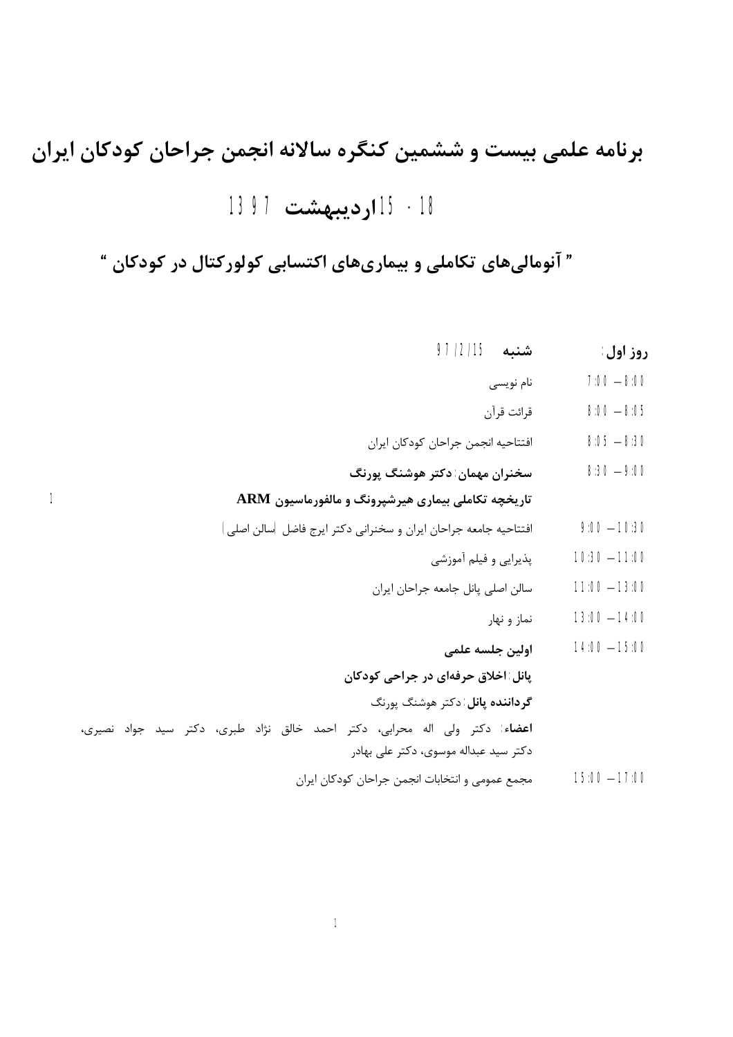# برنامه علمی بیست و ششمین کنگره سالانه انجمن جراحان کودکان ایران

## 15 - 18 اردیبهشت 1397

## " آنومالی‌های تکاملی و بیماری‌های اکتسابی کولورکتال در کودکان "

**روز اول:** **شنبه** 97/2/15

| زمان | برنامه |
|---|---|
| 7:00 – 8:00 | نام نویسی |
| 8:00 – 8:05 | قرائت قرآن |
| 8:05 – 8:30 | افتتاحیه انجمن جراحان کودکان ایران |
| 8:30 – 9:00 | **سخنران مهمان: دکتر هوشنگ پورنگ**<br>**تاریخچه تکاملی بیماری هیرشپرونگ و مالفورماسیون ARM** |
| 9:00 – 10:30 | افتتاحیه جامعه جراحان ایران و سخنرانی دکتر ایرج فاضل (سالن اصلی) |
| 10:30 – 11:00 | پذیرایی و فیلم آموزشی |
| 11:00 – 13:00 | سالن اصلی پانل جامعه جراحان ایران |
| 13:00 – 14:00 | نماز و نهار |
| 14:00 – 15:00 | **اولین جلسه علمی**<br>**پانل: اخلاق حرفه‌ای در جراحی کودکان**<br>**گرداننده پانل:** دکتر هوشنگ پورنگ<br>**اعضاء:** دکتر ولی اله محرابی، دکتر احمد خالق نژاد طبری، دکتر سید جواد نصیری، دکتر سید عبداله موسوی، دکتر علی بهادر |
| 15:00 – 17:00 | مجمع عمومی و انتخابات انجمن جراحان کودکان ایران |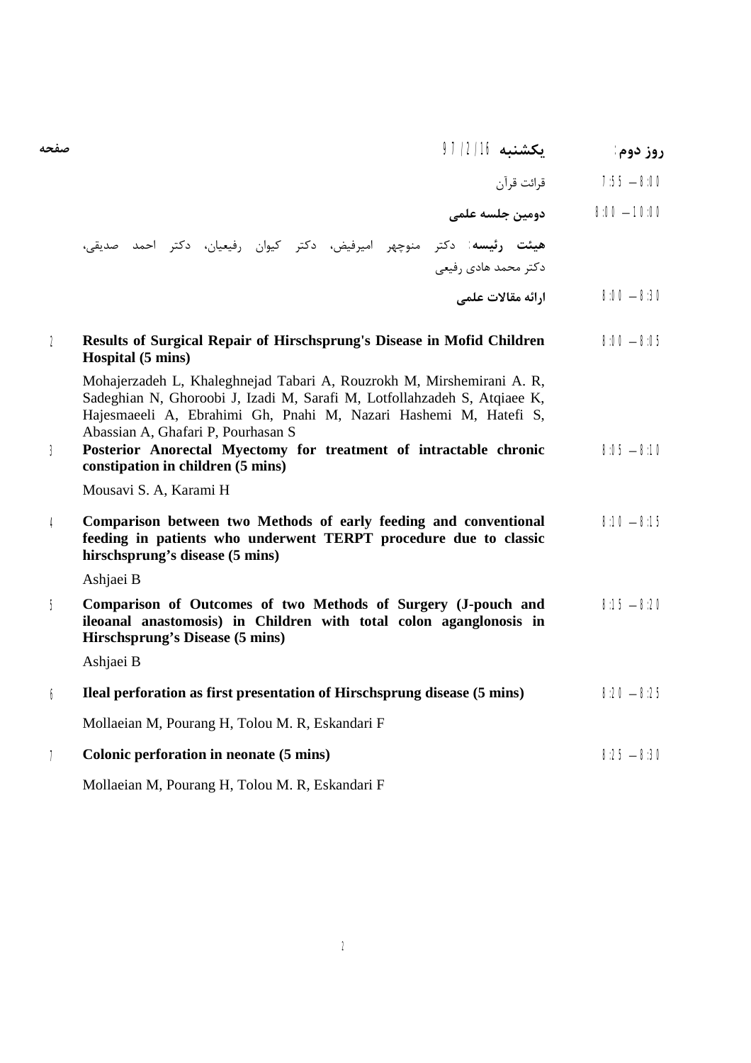**روز دوم:** **یکشنبه** 97/2/16 | صفحه

7:55 – 8:00 قرائت قرآن

**دومین جلسه علمی** 8:00 – 10:00

**هیئت رئیسه:** دکتر منوچهر امیرفیض، دکتر کیوان رفیعیان، دکتر احمد صدیقی، دکتر محمد هادی رفیعی

**ارائه مقالات علمی** 8:00 – 8:30

| صفحه | عنوان و نویسندگان | زمان |
|---|---|---|
| 2 | **Results of Surgical Repair of Hirschsprung's Disease in Mofid Children Hospital (5 mins)**<br>Mohajerzadeh L, Khaleghnejad Tabari A, Rouzrokh M, Mirshemirani A. R, Sadeghian N, Ghoroobi J, Izadi M, Sarafi M, Lotfollahzadeh S, Atqiaee K, Hajesmaeeli A, Ebrahimi Gh, Pnahi M, Nazari Hashemi M, Hatefi S, Abassian A, Ghafari P, Pourhasan S | 8:00 – 8:05 |
| 3 | **Posterior Anorectal Myectomy for treatment of intractable chronic constipation in children (5 mins)**<br>Mousavi S. A, Karami H | 8:05 – 8:10 |
| 4 | **Comparison between two Methods of early feeding and conventional feeding in patients who underwent TERPT procedure due to classic hirschsprung's disease (5 mins)**<br>Ashjaei B | 8:10 – 8:15 |
| 5 | **Comparison of Outcomes of two Methods of Surgery (J-pouch and ileoanal anastomosis) in Children with total colon aganglonosis in Hirschsprung's Disease (5 mins)**<br>Ashjaei B | 8:15 – 8:20 |
| 6 | **Ileal perforation as first presentation of Hirschsprung disease (5 mins)**<br>Mollaeian M, Pourang H, Tolou M. R, Eskandari F | 8:20 – 8:25 |
| 7 | **Colonic perforation in neonate (5 mins)**<br>Mollaeian M, Pourang H, Tolou M. R, Eskandari F | 8:25 – 8:30 |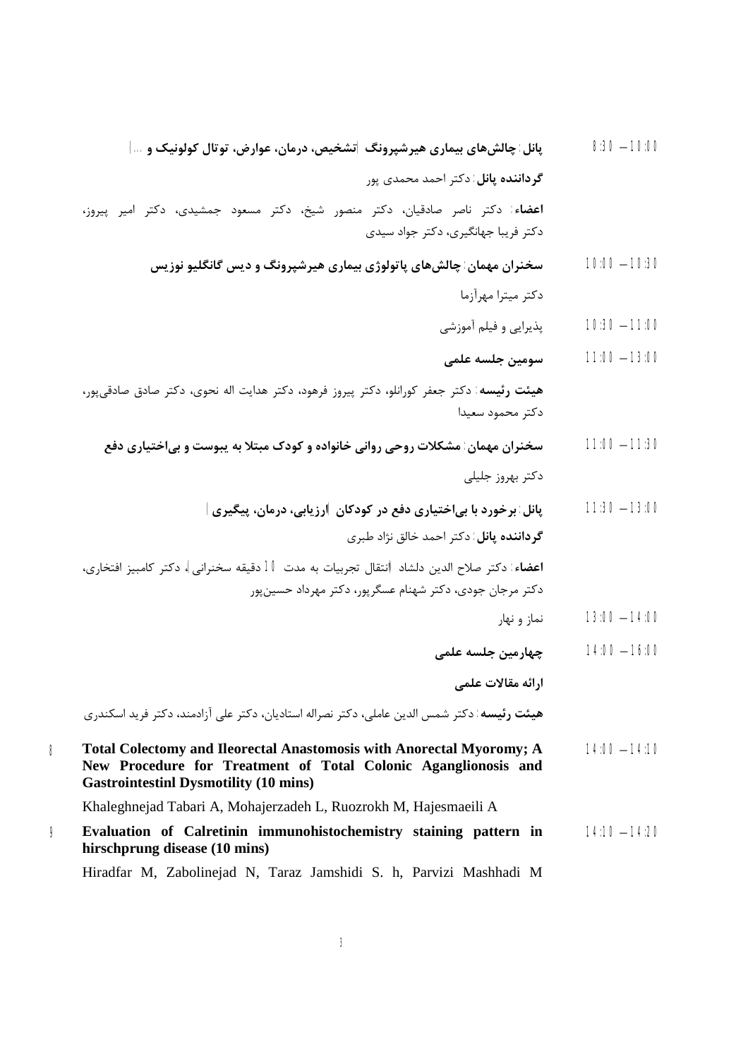8:30 – 10:00 — **پانل: چالش‌های بیماری هیرشپرونگ (تشخیص، درمان، عوارض، توتال کولونیک و ...)**

**گرداننده پانل**: دکتر احمد محمدی پور

**اعضاء**: دکتر ناصر صادقیان، دکتر منصور شیخ، دکتر مسعود جمشیدی، دکتر امیر پیروز، دکتر فریبا جهانگیری، دکتر جواد سیدی

10:00 – 10:30 — **سخنران مهمان: چالش‌های پاتولوژی بیماری هیرشپرونگ و دیس گانگلیو نوزیس**

دکتر میترا مهرآزما

10:30 – 11:00 — پذیرایی و فیلم آموزشی

11:00 – 13:00 — **سومین جلسه علمی**

**هیئت رئیسه**: دکتر جعفر کورانلو، دکتر پیروز فرهود، دکتر هدایت اله نحوی، دکتر صادق صادقی‌پور، دکتر محمود سعیدا

11:00 – 11:30 — **سخنران مهمان: مشکلات روحی روانی خانواده و کودک مبتلا به یبوست و بی‌اختیاری دفع**

دکتر بهروز جلیلی

11:30 – 13:00 — **پانل: برخورد با بی‌اختیاری دفع در کودکان (ارزیابی، درمان، پیگیری)**

**گرداننده پانل**: دکتر احمد خالق نژاد طبری

**اعضاء**: دکتر صلاح الدین دلشاد (انتقال تجربیات به مدت 10 دقیقه سخنرانی)، دکتر کامبیز افتخاری، دکتر مرجان جودی، دکتر شهنام عسگرپور، دکتر مهرداد حسین‌پور

13:00 – 14:00 — نماز و نهار

14:00 – 16:00 — **چهارمین جلسه علمی**

**ارائه مقالات علمی**

**هیئت رئیسه**: دکتر شمس الدین عاملی، دکتر نصراله استادیان، دکتر علی آزادمند، دکتر فرید اسکندری

8 — 14:00 – 14:10 — **Total Colectomy and Ileorectal Anastomosis with Anorectal Myoromy; A New Procedure for Treatment of Total Colonic Aganglionosis and Gastrointestinl Dysmotility (10 mins)**

Khaleghnejad Tabari A, Mohajerzadeh L, Ruozrokh M, Hajesmaeili A

9 — 14:10 – 14:20 — **Evaluation of Calretinin immunohistochemistry staining pattern in hirschprung disease (10 mins)**

Hiradfar M, Zabolinejad N, Taraz Jamshidi S. h, Parvizi Mashhadi M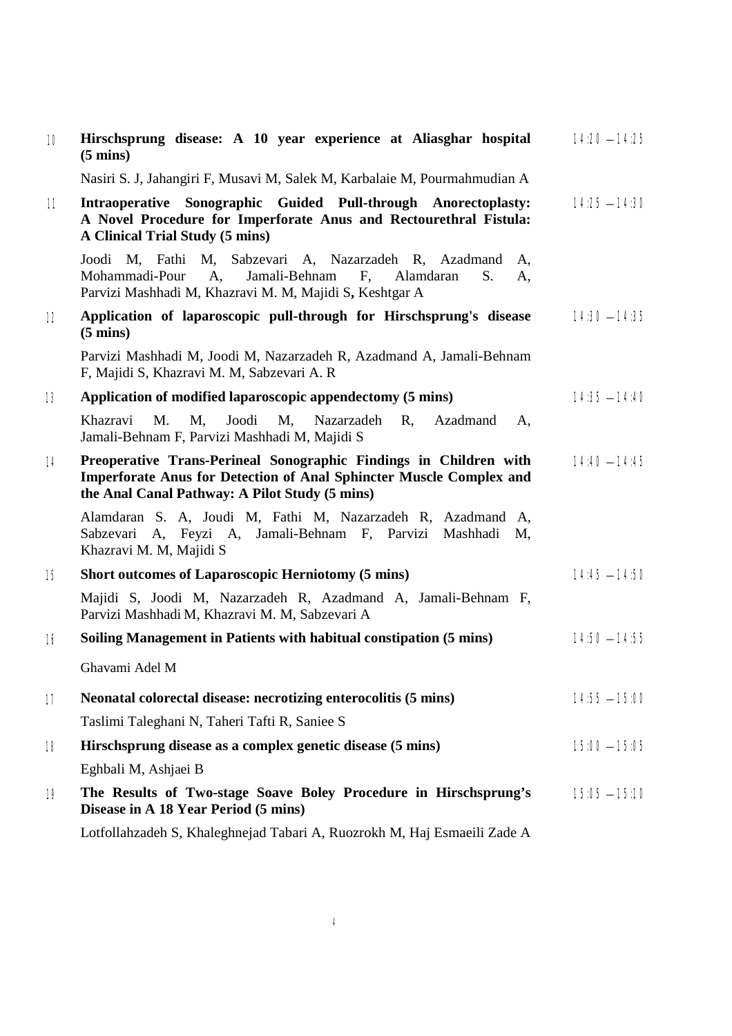10 **Hirschsprung disease: A 10 year experience at Aliasghar hospital (5 mins)** 14:20 – 14:25

Nasiri S. J, Jahangiri F, Musavi M, Salek M, Karbalaie M, Pourmahmudian A

11 **Intraoperative Sonographic Guided Pull-through Anorectoplasty: A Novel Procedure for Imperforate Anus and Rectourethral Fistula: A Clinical Trial Study (5 mins)** 14:25 – 14:30

Joodi M, Fathi M, Sabzevari A, Nazarzadeh R, Azadmand A, Mohammadi-Pour A, Jamali-Behnam F, Alamdaran S. A, Parvizi Mashhadi M, Khazravi M. M, Majidi S**,** Keshtgar A

12 **Application of laparoscopic pull-through for Hirschsprung's disease (5 mins)** 14:30 – 14:35

Parvizi Mashhadi M, Joodi M, Nazarzadeh R, Azadmand A, Jamali-Behnam F, Majidi S, Khazravi M. M, Sabzevari A. R

13 **Application of modified laparoscopic appendectomy (5 mins)** 14:35 – 14:40

Khazravi M. M, Joodi M, Nazarzadeh R, Azadmand A, Jamali-Behnam F, Parvizi Mashhadi M, Majidi S

14 **Preoperative Trans-Perineal Sonographic Findings in Children with Imperforate Anus for Detection of Anal Sphincter Muscle Complex and the Anal Canal Pathway: A Pilot Study (5 mins)** 14:40 – 14:45

Alamdaran S. A, Joudi M, Fathi M, Nazarzadeh R, Azadmand A, Sabzevari A, Feyzi A, Jamali-Behnam F, Parvizi Mashhadi M, Khazravi M. M, Majidi S

15 **Short outcomes of Laparoscopic Herniotomy (5 mins)** 14:45 – 14:50

Majidi S, Joodi M, Nazarzadeh R, Azadmand A, Jamali-Behnam F, Parvizi Mashhadi M, Khazravi M. M, Sabzevari A

16 **Soiling Management in Patients with habitual constipation (5 mins)** 14:50 – 14:55

Ghavami Adel M

17 **Neonatal colorectal disease: necrotizing enterocolitis (5 mins)** 14:55 – 15:00

Taslimi Taleghani N, Taheri Tafti R, Saniee S

18 **Hirschsprung disease as a complex genetic disease (5 mins)** 15:00 – 15:05

Eghbali M, Ashjaei B

19 **The Results of Two-stage Soave Boley Procedure in Hirschsprung's Disease in A 18 Year Period (5 mins)** 15:05 – 15:10

Lotfollahzadeh S, Khaleghnejad Tabari A, Ruozrokh M, Haj Esmaeili Zade A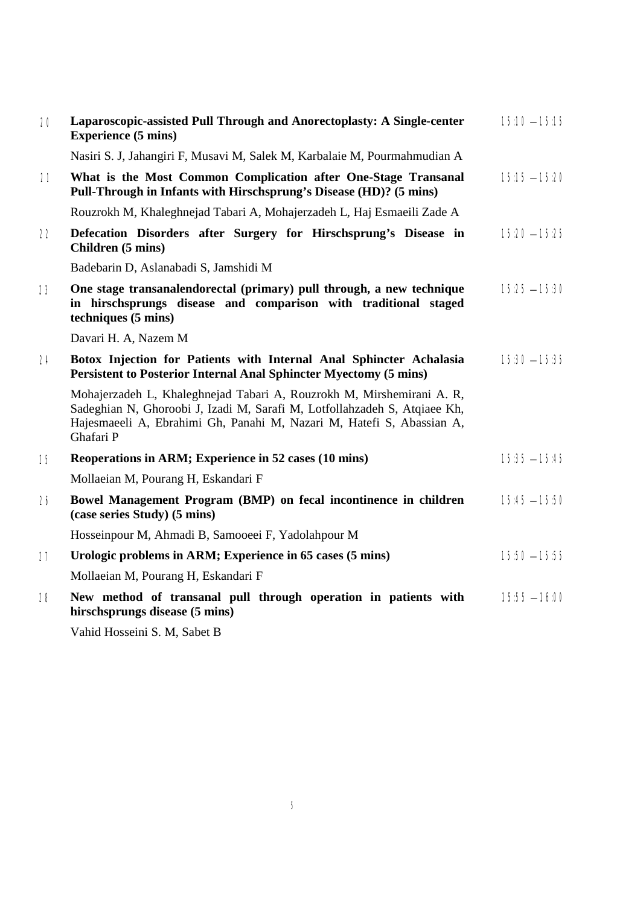| | | |
|---|---|---|
| 20 | **Laparoscopic-assisted Pull Through and Anorectoplasty: A Single-center Experience (5 mins)**<br>Nasiri S. J, Jahangiri F, Musavi M, Salek M, Karbalaie M, Pourmahmudian A | 15:10 – 15:15 |
| 21 | **What is the Most Common Complication after One-Stage Transanal Pull-Through in Infants with Hirschsprung's Disease (HD)? (5 mins)**<br>Rouzrokh M, Khaleghnejad Tabari A, Mohajerzadeh L, Haj Esmaeili Zade A | 15:15 – 15:20 |
| 22 | **Defecation Disorders after Surgery for Hirschsprung's Disease in Children (5 mins)**<br>Badebarin D, Aslanabadi S, Jamshidi M | 15:20 – 15:25 |
| 23 | **One stage transanalendorectal (primary) pull through, a new technique in hirschsprungs disease and comparison with traditional staged techniques (5 mins)**<br>Davari H. A, Nazem M | 15:25 – 15:30 |
| 24 | **Botox Injection for Patients with Internal Anal Sphincter Achalasia Persistent to Posterior Internal Anal Sphincter Myectomy (5 mins)**<br>Mohajerzadeh L, Khaleghnejad Tabari A, Rouzrokh M, Mirshemirani A. R, Sadeghian N, Ghoroobi J, Izadi M, Sarafi M, Lotfollahzadeh S, Atqiaee Kh, Hajesmaeeli A, Ebrahimi Gh, Panahi M, Nazari M, Hatefi S, Abassian A, Ghafari P | 15:30 – 15:35 |
| 25 | **Reoperations in ARM; Experience in 52 cases (10 mins)**<br>Mollaeian M, Pourang H, Eskandari F | 15:35 – 15:45 |
| 26 | **Bowel Management Program (BMP) on fecal incontinence in children (case series Study) (5 mins)**<br>Hosseinpour M, Ahmadi B, Samooeei F, Yadolahpour M | 15:45 – 15:50 |
| 27 | **Urologic problems in ARM; Experience in 65 cases (5 mins)**<br>Mollaeian M, Pourang H, Eskandari F | 15:50 – 15:55 |
| 28 | **New method of transanal pull through operation in patients with hirschsprungs disease (5 mins)**<br>Vahid Hosseini S. M, Sabet B | 15:55 – 16:00 |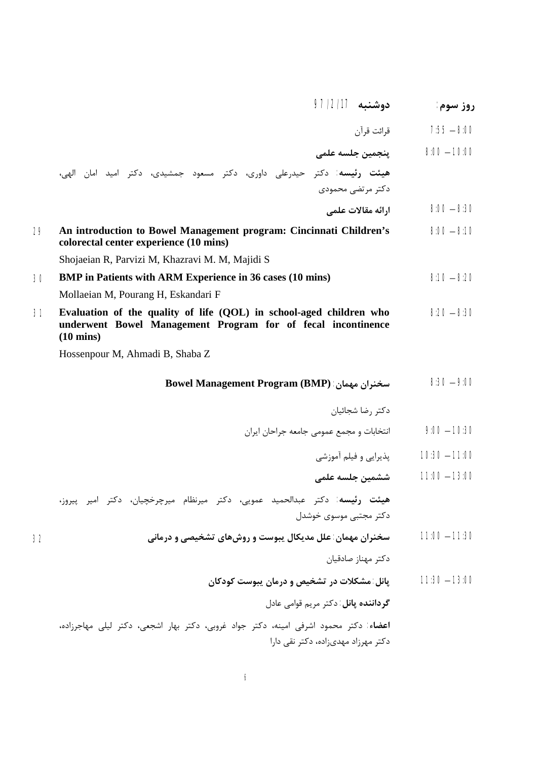**روز سوم:** **دوشنبه** 97/2/17

7:55 – 8:00 قرائت قرآن

8:00 – 10:00 **پنجمین جلسه علمی**

**هیئت رئیسه:** دکتر حیدرعلی داوری، دکتر مسعود جمشیدی، دکتر امید امان الهی، دکتر مرتضی محمودی

8:00 – 8:30 **ارائه مقالات علمی**

8:00 – 8:10 — 29 **An introduction to Bowel Management program: Cincinnati Children's colorectal center experience (10 mins)**

Shojaeian R, Parvizi M, Khazravi M. M, Majidi S

8:10 – 8:20 — 30 **BMP in Patients with ARM Experience in 36 cases (10 mins)**

Mollaeian M, Pourang H, Eskandari F

8:20 – 8:30 — 31 **Evaluation of the quality of life (QOL) in school-aged children who underwent Bowel Management Program for of fecal incontinence (10 mins)**

Hossenpour M, Ahmadi B, Shaba Z

8:30 – 9:00 **سخنران مهمان: Bowel Management Program (BMP)**

دکتر رضا شجائیان

9:00 – 10:30 انتخابات و مجمع عمومی جامعه جراحان ایران

10:30 – 11:00 پذیرایی و فیلم آموزشی

11:00 – 13:00 **ششمین جلسه علمی**

**هیئت رئیسه:** دکتر عبدالحمید عمویی، دکتر میرنظام میرچرخچیان، دکتر امیر پیروز، دکتر مجتبی موسوی خوشدل

11:00 – 11:30 — 32 **سخنران مهمان: علل مدیکال یبوست و روش‌های تشخیصی و درمانی**

دکتر مهناز صادقیان

11:30 – 13:00 **پانل: مشکلات در تشخیص و درمان یبوست کودکان**

**گرداننده پانل:** دکتر مریم قوامی عادل

**اعضاء:** دکتر محمود اشرفی امینه، دکتر جواد غروبی، دکتر بهار اشجعی، دکتر لیلی مهاجرزاده، دکتر مهرزاد مهدی‌زاده، دکتر نقی دارا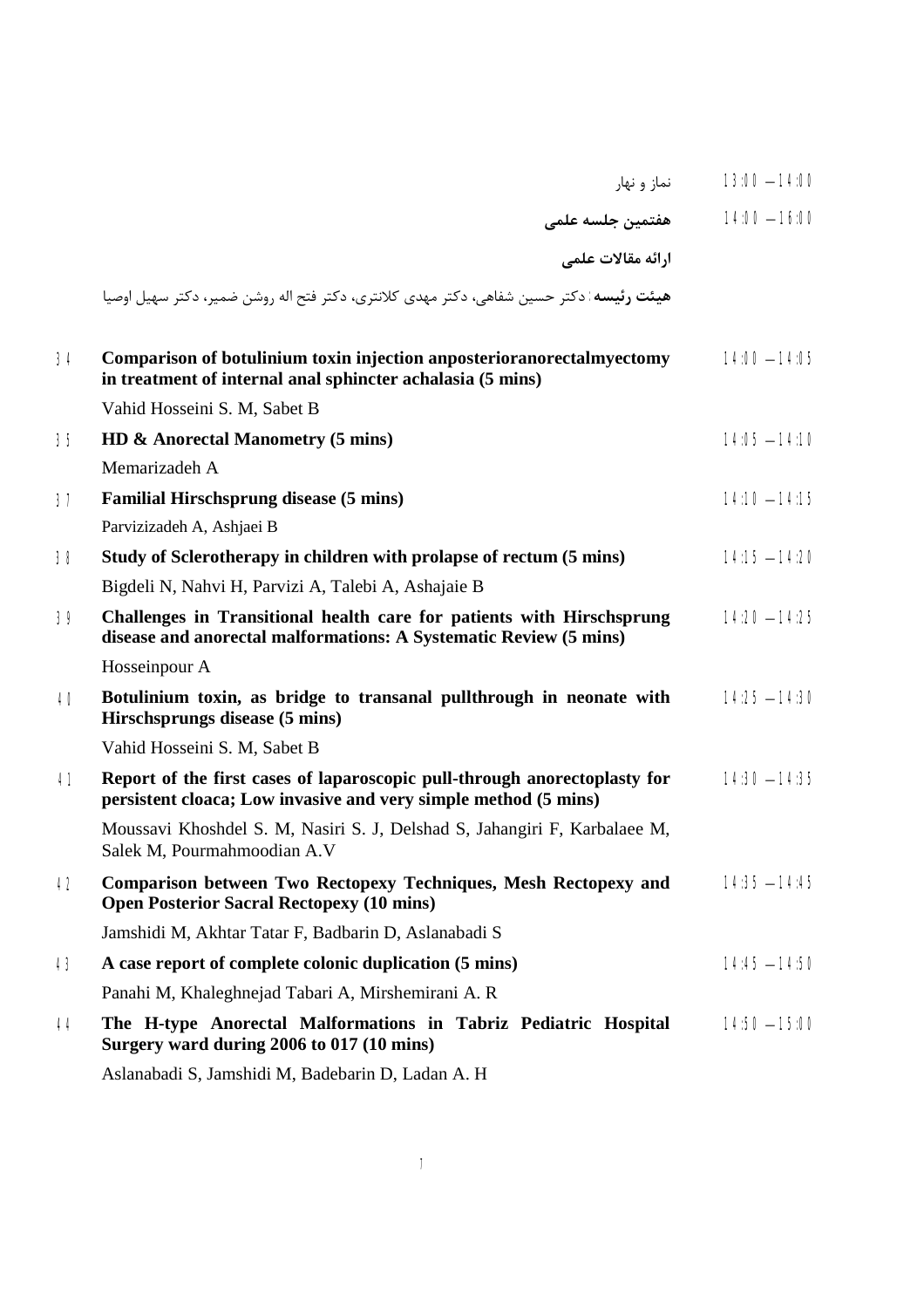| | | |
|---|---|---|
| 13:00 – 14:00 | نماز و نهار | |
| 14:00 – 16:00 | **هفتمین جلسه علمی** | |

**ارائه مقالات علمی**

**هیئت رئیسه:** دکتر حسین شفاهی، دکتر مهدی کلانتری، دکتر فتح اله روشن ضمیر، دکتر سهیل اوصیا

| No. | Title / Authors | Time |
|---|---|---|
| 34 | **Comparison of botulinium toxin injection anposterioranorectalmyectomy in treatment of internal anal sphincter achalasia (5 mins)**<br>Vahid Hosseini S. M, Sabet B | 14:00 – 14:05 |
| 35 | **HD & Anorectal Manometry (5 mins)**<br>Memarizadeh A | 14:05 – 14:10 |
| 37 | **Familial Hirschsprung disease (5 mins)**<br>Parvizizadeh A, Ashjaei B | 14:10 – 14:15 |
| 38 | **Study of Sclerotherapy in children with prolapse of rectum (5 mins)**<br>Bigdeli N, Nahvi H, Parvizi A, Talebi A, Ashajaie B | 14:15 – 14:20 |
| 39 | **Challenges in Transitional health care for patients with Hirschsprung disease and anorectal malformations: A Systematic Review (5 mins)**<br>Hosseinpour A | 14:20 – 14:25 |
| 40 | **Botulinium toxin, as bridge to transanal pullthrough in neonate with Hirschsprungs disease (5 mins)**<br>Vahid Hosseini S. M, Sabet B | 14:25 – 14:30 |
| 41 | **Report of the first cases of laparoscopic pull-through anorectoplasty for persistent cloaca; Low invasive and very simple method (5 mins)**<br>Moussavi Khoshdel S. M, Nasiri S. J, Delshad S, Jahangiri F, Karbalaee M, Salek M, Pourmahmoodian A.V | 14:30 – 14:35 |
| 42 | **Comparison between Two Rectopexy Techniques, Mesh Rectopexy and Open Posterior Sacral Rectopexy (10 mins)**<br>Jamshidi M, Akhtar Tatar F, Badbarin D, Aslanabadi S | 14:35 – 14:45 |
| 43 | **A case report of complete colonic duplication (5 mins)**<br>Panahi M, Khaleghnejad Tabari A, Mirshemirani A. R | 14:45 – 14:50 |
| 44 | **The H-type Anorectal Malformations in Tabriz Pediatric Hospital Surgery ward during 2006 to 017 (10 mins)**<br>Aslanabadi S, Jamshidi M, Badebarin D, Ladan A. H | 14:50 – 15:00 |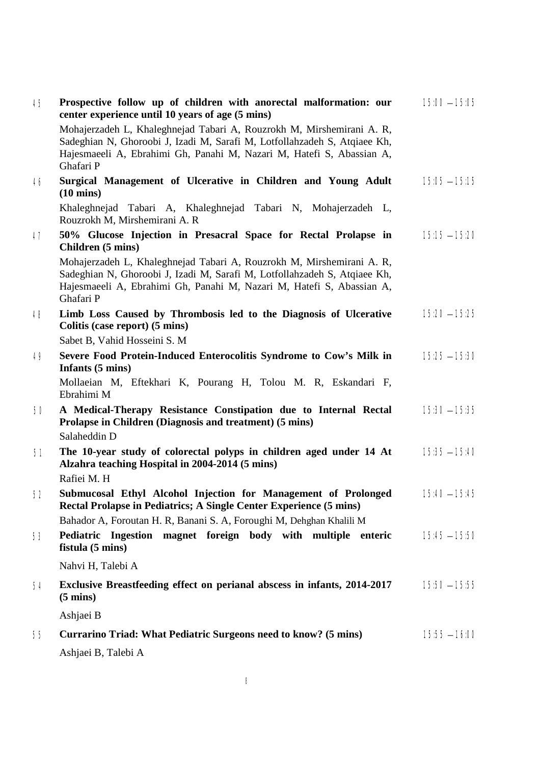| No. | Title / Authors | Time |
|---|---|---|
| 45 | **Prospective follow up of children with anorectal malformation: our center experience until 10 years of age (5 mins)**<br>Mohajerzadeh L, Khaleghnejad Tabari A, Rouzrokh M, Mirshemirani A. R, Sadeghian N, Ghoroobi J, Izadi M, Sarafi M, Lotfollahzadeh S, Atqiaee Kh, Hajesmaeeli A, Ebrahimi Gh, Panahi M, Nazari M, Hatefi S, Abassian A, Ghafari P | 15:00 – 15:05 |
| 46 | **Surgical Management of Ulcerative in Children and Young Adult (10 mins)**<br>Khaleghnejad Tabari A, Khaleghnejad Tabari N, Mohajerzadeh L, Rouzrokh M, Mirshemirani A. R | 15:05 – 15:15 |
| 47 | **50% Glucose Injection in Presacral Space for Rectal Prolapse in Children (5 mins)**<br>Mohajerzadeh L, Khaleghnejad Tabari A, Rouzrokh M, Mirshemirani A. R, Sadeghian N, Ghoroobi J, Izadi M, Sarafi M, Lotfollahzadeh S, Atqiaee Kh, Hajesmaeeli A, Ebrahimi Gh, Panahi M, Nazari M, Hatefi S, Abassian A, Ghafari P | 15:15 – 15:20 |
| 48 | **Limb Loss Caused by Thrombosis led to the Diagnosis of Ulcerative Colitis (case report) (5 mins)**<br>Sabet B, Vahid Hosseini S. M | 15:20 – 15:25 |
| 49 | **Severe Food Protein-Induced Enterocolitis Syndrome to Cow's Milk in Infants (5 mins)**<br>Mollaeian M, Eftekhari K, Pourang H, Tolou M. R, Eskandari F, Ebrahimi M | 15:25 – 15:30 |
| 50 | **A Medical-Therapy Resistance Constipation due to Internal Rectal Prolapse in Children (Diagnosis and treatment) (5 mins)**<br>Salaheddin D | 15:30 – 15:35 |
| 51 | **The 10-year study of colorectal polyps in children aged under 14 At Alzahra teaching Hospital in 2004-2014 (5 mins)**<br>Rafiei M. H | 15:35 – 15:40 |
| 52 | **Submucosal Ethyl Alcohol Injection for Management of Prolonged Rectal Prolapse in Pediatrics; A Single Center Experience (5 mins)**<br>Bahador A, Foroutan H. R, Banani S. A, Foroughi M, Dehghan Khalili M | 15:40 – 15:45 |
| 53 | **Pediatric Ingestion magnet foreign body with multiple enteric fistula (5 mins)**<br>Nahvi H, Talebi A | 15:45 – 15:50 |
| 54 | **Exclusive Breastfeeding effect on perianal abscess in infants, 2014-2017 (5 mins)**<br>Ashjaei B | 15:50 – 15:55 |
| 55 | **Currarino Triad: What Pediatric Surgeons need to know? (5 mins)**<br>Ashjaei B, Talebi A | 15:55 – 16:00 |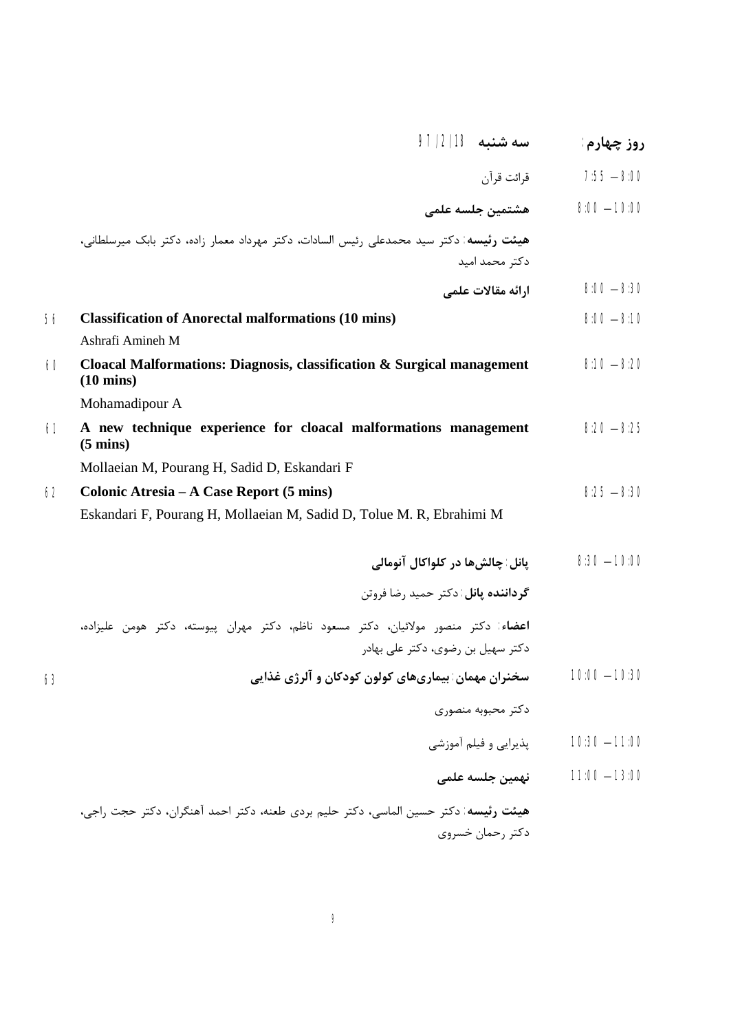**روز چهارم:** **سه شنبه** 97/2/18

7:55 – 8:00 قرائت قرآن

8:00 – 10:00 **هشتمین جلسه علمی**

**هیئت رئیسه:** دکتر سید محمدعلی رئیس السادات، دکتر مهرداد معمار زاده، دکتر بابک میرسلطانی، دکتر محمد امید

8:00 – 8:30 **ارائه مقالات علمی**

8:00 – 8:10 **Classification of Anorectal malformations (10 mins)** — 56

Ashrafi Amineh M

8:10 – 8:20 **Cloacal Malformations: Diagnosis, classification & Surgical management (10 mins)** — 60

Mohamadipour A

8:20 – 8:25 **A new technique experience for cloacal malformations management (5 mins)** — 61

Mollaeian M, Pourang H, Sadid D, Eskandari F

8:25 – 8:30 **Colonic Atresia – A Case Report (5 mins)** — 62

Eskandari F, Pourang H, Mollaeian M, Sadid D, Tolue M. R, Ebrahimi M

8:30 – 10:00 **پانل: چالش‌ها در کلواکال آنومالی**

**گرداننده پانل:** دکتر حمید رضا فروتن

**اعضاء:** دکتر منصور مولائیان، دکتر مسعود ناظم، دکتر مهران پیوسته، دکتر هومن علیزاده، دکتر سهیل بن رضوی، دکتر علی بهادر

10:00 – 10:30 **سخنران مهمان: بیماری‌های کولون کودکان و آلرژی غذایی** — 63

دکتر محبوبه منصوری

10:30 – 11:00 پذیرایی و فیلم آموزشی

11:00 – 13:00 **نهمین جلسه علمی**

**هیئت رئیسه:** دکتر حسین الماسی، دکتر حلیم بردی طعنه، دکتر احمد آهنگران، دکتر حجت راجی، دکتر رحمان خسروی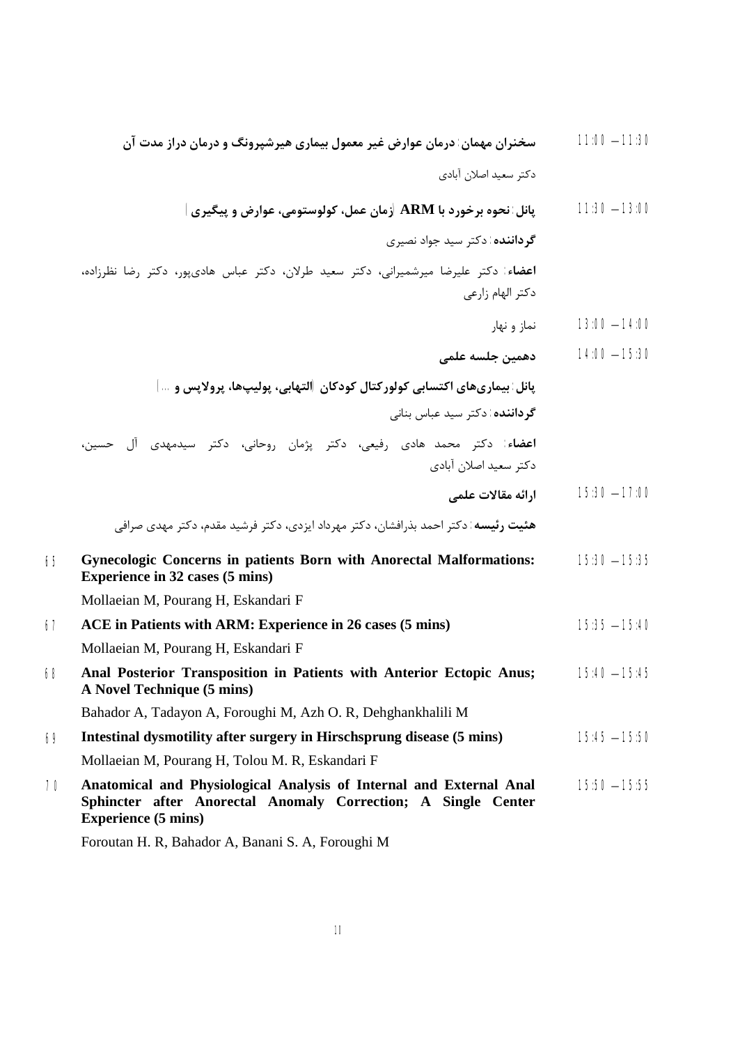11:00 – 11:30 **سخنران مهمان: درمان عوارض غیر معمول بیماری هیرشپرونگ و درمان دراز مدت آن**

دکتر سعید اصلان آبادی

11:30 – 13:00 **پانل: نحوه برخورد با ARM (زمان عمل، کولوستومی، عوارض و پیگیری)**

**گرداننده**: دکتر سید جواد نصیری

**اعضاء**: دکتر علیرضا میرشمیرانی، دکتر سعید طرلان، دکتر عباس هادی‌پور، دکتر رضا نظرزاده، دکتر الهام زارعی

13:00 – 14:00 نماز و نهار

14:00 – 15:30 **دهمین جلسه علمی**

**پانل: بیماری‌های اکتسابی کولورکتال کودکان (التهابی، پولیپ‌ها، پرولاپس و ...)**

**گرداننده**: دکتر سید عباس بنانی

**اعضاء**: دکتر محمد هادی رفیعی، دکتر پژمان روحانی، دکتر سیدمهدی آل حسین، دکتر سعید اصلان آبادی

15:30 – 17:00 **ارائه مقالات علمی**

**هئیت رئیسه**: دکتر احمد بذرافشان، دکتر مهرداد ایزدی، دکتر فرشید مقدم، دکتر مهدی صرافی

65 — 15:30 – 15:35
**Gynecologic Concerns in patients Born with Anorectal Malformations: Experience in 32 cases (5 mins)**
Mollaeian M, Pourang H, Eskandari F

67 — 15:35 – 15:40
**ACE in Patients with ARM: Experience in 26 cases (5 mins)**
Mollaeian M, Pourang H, Eskandari F

68 — 15:40 – 15:45
**Anal Posterior Transposition in Patients with Anterior Ectopic Anus; A Novel Technique (5 mins)**
Bahador A, Tadayon A, Foroughi M, Azh O. R, Dehghankhalili M

69 — 15:45 – 15:50
**Intestinal dysmotility after surgery in Hirschsprung disease (5 mins)**
Mollaeian M, Pourang H, Tolou M. R, Eskandari F

70 — 15:50 – 15:55
**Anatomical and Physiological Analysis of Internal and External Anal Sphincter after Anorectal Anomaly Correction; A Single Center Experience (5 mins)**
Foroutan H. R, Bahador A, Banani S. A, Foroughi M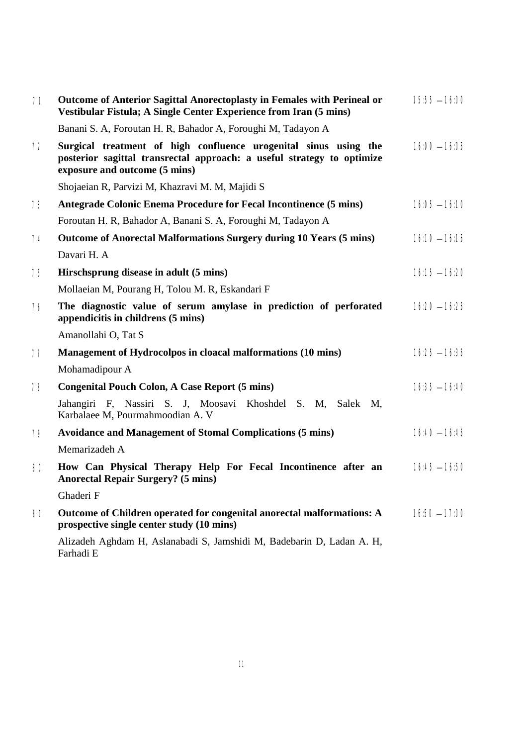71 **Outcome of Anterior Sagittal Anorectoplasty in Females with Perineal or Vestibular Fistula; A Single Center Experience from Iran (5 mins)** 15:55 – 16:00

Banani S. A, Foroutan H. R, Bahador A, Foroughi M, Tadayon A

72 **Surgical treatment of high confluence urogenital sinus using the posterior sagittal transrectal approach: a useful strategy to optimize exposure and outcome (5 mins)** 16:00 – 16:05

Shojaeian R, Parvizi M, Khazravi M. M, Majidi S

73 **Antegrade Colonic Enema Procedure for Fecal Incontinence (5 mins)** 16:05 – 16:10

Foroutan H. R, Bahador A, Banani S. A, Foroughi M, Tadayon A

74 **Outcome of Anorectal Malformations Surgery during 10 Years (5 mins)** 16:10 – 16:15

Davari H. A

75 **Hirschsprung disease in adult (5 mins)** 16:15 – 16:20

Mollaeian M, Pourang H, Tolou M. R, Eskandari F

76 **The diagnostic value of serum amylase in prediction of perforated appendicitis in childrens (5 mins)** 16:20 – 16:25

Amanollahi O, Tat S

77 **Management of Hydrocolpos in cloacal malformations (10 mins)** 16:25 – 16:35

Mohamadipour A

78 **Congenital Pouch Colon, A Case Report (5 mins)** 16:35 – 16:40

Jahangiri F, Nassiri S. J, Moosavi Khoshdel S. M, Salek M, Karbalaee M, Pourmahmoodian A. V

79 **Avoidance and Management of Stomal Complications (5 mins)** 16:40 – 16:45

Memarizadeh A

80 **How Can Physical Therapy Help For Fecal Incontinence after an Anorectal Repair Surgery? (5 mins)** 16:45 – 16:50

Ghaderi F

81 **Outcome of Children operated for congenital anorectal malformations: A prospective single center study (10 mins)** 16:50 – 17:00

Alizadeh Aghdam H, Aslanabadi S, Jamshidi M, Badebarin D, Ladan A. H, Farhadi E